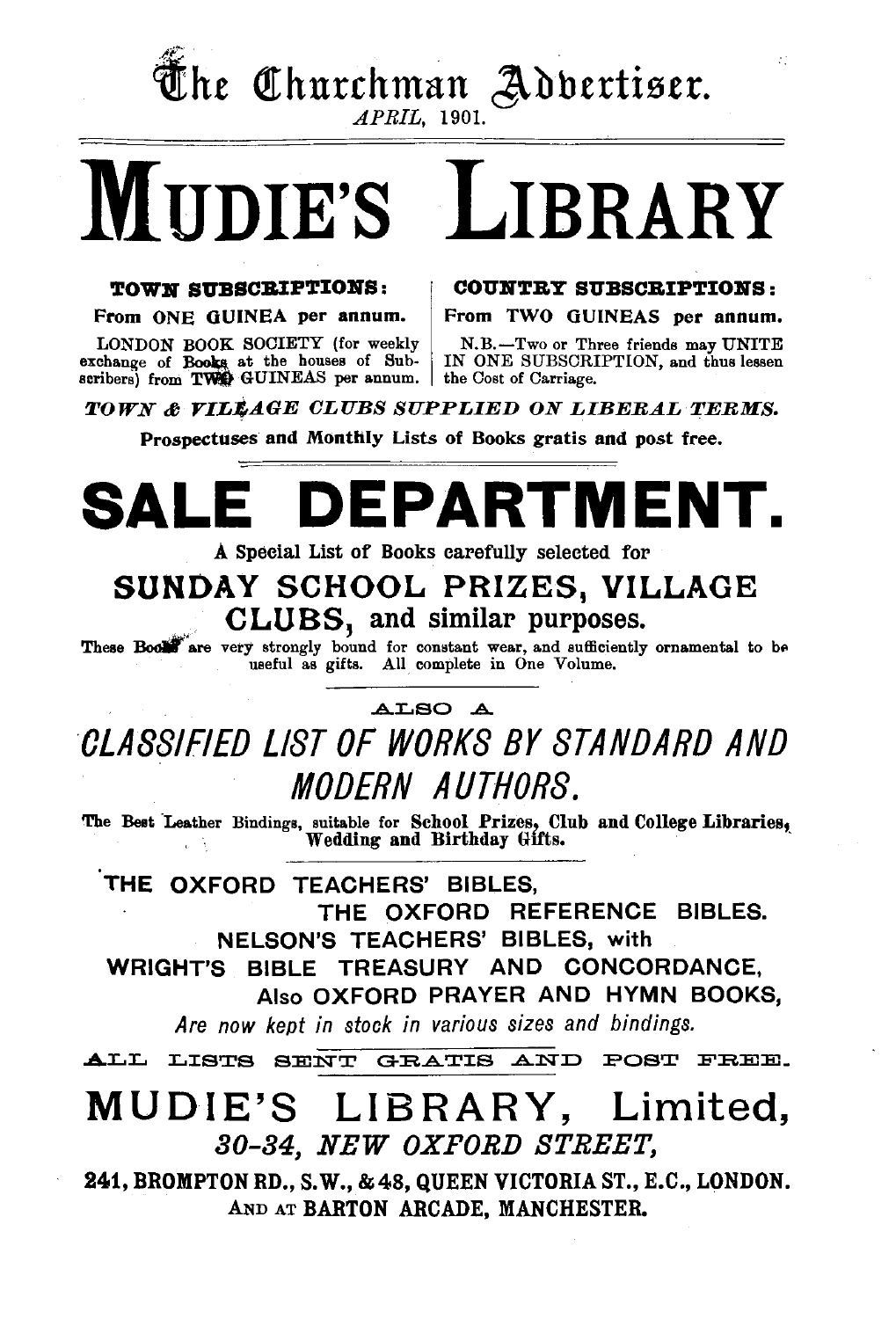The Churchman Advertiser.

*APRIL, 1901.*

# MUDIE'S LIBRARY

**TOWN SUBSCRIPTIONS:**
From ONE GUINEA per annum.

LONDON BOOK SOCIETY (for weekly exchange of Books at the houses of Subscribers) from TWO GUINEAS per annum.

**COUNTRY SUBSCRIPTIONS:**
From TWO GUINEAS per annum.

N.B.—Two or Three friends may UNITE IN ONE SUBSCRIPTION, and thus lessen the Cost of Carriage.

***TOWN & VILLAGE CLUBS SUPPLIED ON LIBERAL TERMS.***

Prospectuses and Monthly Lists of Books gratis and post free.

# SALE DEPARTMENT.

A Special List of Books carefully selected for

## SUNDAY SCHOOL PRIZES, VILLAGE CLUBS, and similar purposes.

These Books are very strongly bound for constant wear, and sufficiently ornamental to be useful as gifts. All complete in One Volume.

ALSO A

## *CLASSIFIED LIST OF WORKS BY STANDARD AND MODERN AUTHORS.*

The Best Leather Bindings, suitable for School Prizes, Club and College Libraries, Wedding and Birthday Gifts.

THE OXFORD TEACHERS' BIBLES,
THE OXFORD REFERENCE BIBLES.
NELSON'S TEACHERS' BIBLES, with
WRIGHT'S BIBLE TREASURY AND CONCORDANCE,
Also OXFORD PRAYER AND HYMN BOOKS,
*Are now kept in stock in various sizes and bindings.*

ALL LISTS SENT GRATIS AND POST FREE.

## MUDIE'S LIBRARY, Limited,

***30-34, NEW OXFORD STREET,***

**241, BROMPTON RD., S.W., & 48, QUEEN VICTORIA ST., E.C., LONDON.**

**AND AT BARTON ARCADE, MANCHESTER.**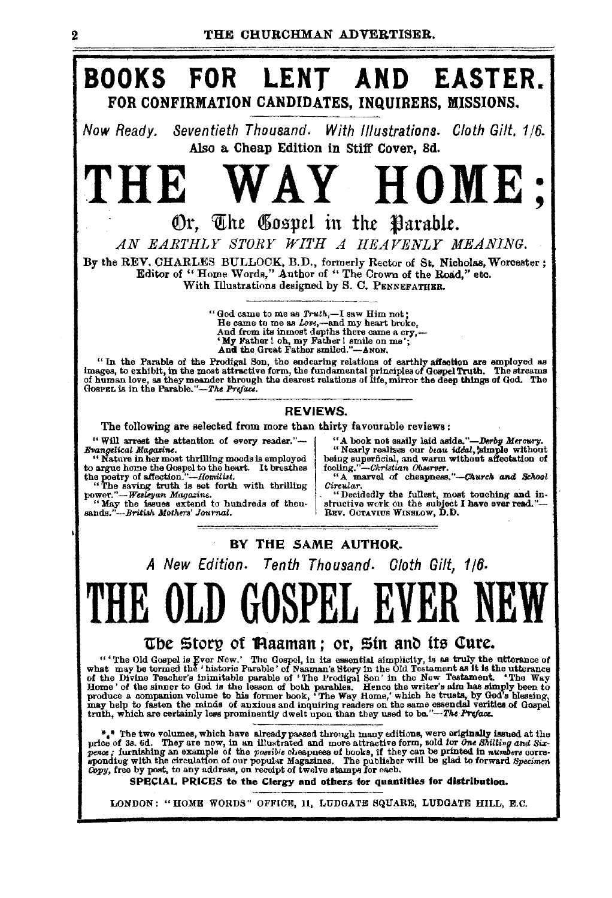# BOOKS FOR LENT AND EASTER.

## FOR CONFIRMATION CANDIDATES, INQUIRERS, MISSIONS.

*Now Ready. Seventieth Thousand. With Illustrations. Cloth Gilt, 1/6.*

**Also a Cheap Edition in Stiff Cover, 8d.**

# THE WAY HOME;

## Or, The Gospel in the Parable.

*AN EARTHLY STORY WITH A HEAVENLY MEANING.*

By the REV. CHARLES BULLOCK, B.D., formerly Rector of St. Nicholas, Worcester; Editor of "Home Words," Author of "The Crown of the Road," etc. With Illustrations designed by S. C. PENNEFATHER.

"God came to me as *Truth*,—I saw Him not;
He came to me as *Love*,—and my heart broke,
And from its inmost depths there came a cry,—
'My Father! oh, my Father! smile on me';
And the Great Father smiled."—ANON.

"In the Parable of the Prodigal Son, the endearing relations of earthly affection are employed as images, to exhibit, in the most attractive form, the fundamental principles of Gospel Truth. The streams of human love, as they meander through the dearest relations of life, mirror the deep things of God. The GOSPEL is in the Parable."—*The Preface.*

### REVIEWS.

The following are selected from more than thirty favourable reviews:

"Will arrest the attention of every reader."—*Evangelical Magazine.*

"Nature in her most thrilling moods is employed to argue home the Gospel to the heart. It breathes the poetry of affection."—*Homilist.*

"The saving truth is set forth with thrilling power."—*Wesleyan Magazine.*

"May the issues extend to hundreds of thousands."—*British Mothers' Journal.*

"A book not easily laid aside."—*Derby Mercury.*

"Nearly realises our *beau idéal*, simple without being superficial, and warm without affectation of feeling."—*Christian Observer.*

"A marvel of cheapness."—*Church and School Circular.*

"Decidedly the fullest, most touching and instructive work on the subject I have ever read."—REV. OCTAVIUS WINSLOW, D.D.

### BY THE SAME AUTHOR.

*A New Edition. Tenth Thousand. Cloth Gilt, 1/6.*

# THE OLD GOSPEL EVER NEW

## The Story of Naaman; or, Sin and its Cure.

"'The Old Gospel is Ever New.' The Gospel, in its essential simplicity, is as truly the utterance of what may be termed the 'historic Parable' of Naaman's Story in the Old Testament as it is the utterance of the Divine Teacher's inimitable parable of 'The Prodigal Son' in the New Testament. 'The Way Home' of the sinner to God is the lesson of both parables. Hence the writer's aim has simply been to produce a companion volume to his former book, 'The Way Home,' which he trusts, by God's blessing, may help to fasten the minds of anxious and inquiring readers on the same essential verities of Gospel truth, which are certainly less prominently dwelt upon than they used to be."—*The Preface.*

⁂ The two volumes, which have already passed through many editions, were originally issued at the price of 3s. 6d. They are now, in an illustrated and more attractive form, sold for *One Shilling and Sixpence*; furnishing an example of the *possible* cheapness of books, if they can be printed in *numbers* corresponding with the circulation of our popular Magazines. The publisher will be glad to forward *Specimen Copy*, free by post, to any address, on receipt of twelve stamps for each.

**SPECIAL PRICES to the Clergy and others for quantities for distribution.**

LONDON: "HOME WORDS" OFFICE, 11, LUDGATE SQUARE, LUDGATE HILL, E.C.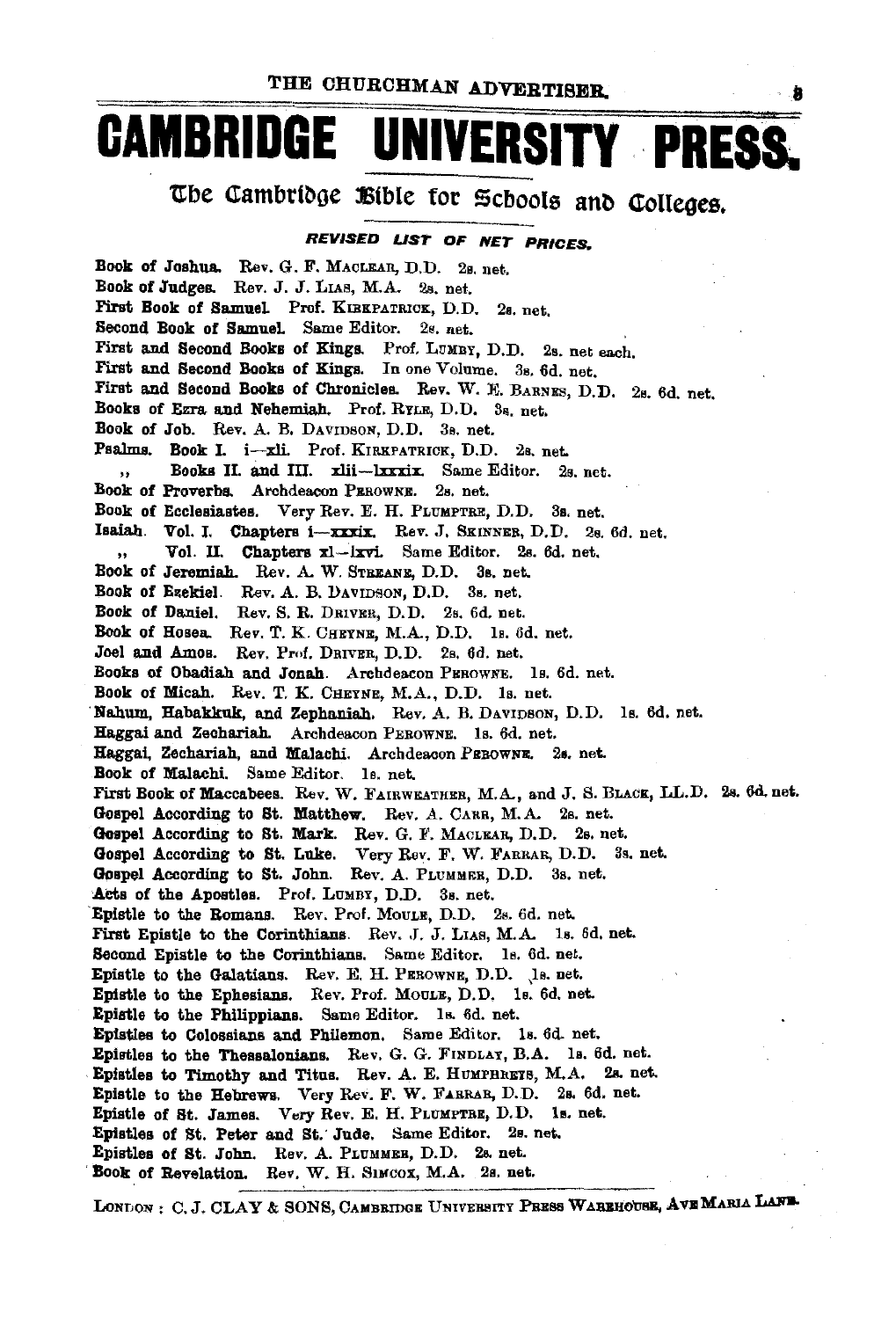# CAMBRIDGE UNIVERSITY PRESS.

## The Cambridge Bible for Schools and Colleges.

***REVISED LIST OF NET PRICES.***

**Book of Joshua.** Rev. G. F. MACLEAR, D.D. 2s. net.
**Book of Judges.** Rev. J. J. LIAS, M.A. 2s. net.
**First Book of Samuel.** Prof. KIRKPATRICK, D.D. 2s. net.
**Second Book of Samuel.** Same Editor. 2s. net.
**First and Second Books of Kings.** Prof. LUMBY, D.D. 2s. net each.
**First and Second Books of Kings.** In one Volume. 3s. 6d. net.
**First and Second Books of Chronicles.** Rev. W. E. BARNES, D.D. 2s. 6d. net.
**Books of Ezra and Nehemiah.** Prof. RYLE, D.D. 3s. net.
**Book of Job.** Rev. A. B. DAVIDSON, D.D. 3s. net.
**Psalms. Book I.** i—xli. Prof. KIRKPATRICK, D.D. 2s. net.
,, **Books II. and III.** xlii—lxxxix. Same Editor. 2s. net.
**Book of Proverbs.** Archdeacon PEROWNE. 2s. net.
**Book of Ecclesiastes.** Very Rev. E. H. PLUMPTRE, D.D. 3s. net.
**Isaiah. Vol. I. Chapters i—xxxix.** Rev. J. SKINNER, D.D. 2s. 6d. net.
,, **Vol. II. Chapters xl—lxvi.** Same Editor. 2s. 6d. net.
**Book of Jeremiah.** Rev. A. W. STREANE, D.D. 3s. net.
**Book of Ezekiel.** Rev. A. B. DAVIDSON, D.D. 3s. net.
**Book of Daniel.** Rev. S. R. DRIVER, D.D. 2s. 6d. net.
**Book of Hosea.** Rev. T. K. CHEYNE, M.A., D.D. 1s. 6d. net.
**Joel and Amos.** Rev. Prof. DRIVER, D.D. 2s. 6d. net.
**Books of Obadiah and Jonah.** Archdeacon PEROWNE. 1s. 6d. net.
**Book of Micah.** Rev. T. K. CHEYNE, M.A., D.D. 1s. net.
**Nahum, Habakkuk, and Zephaniah.** Rev. A. B. DAVIDSON, D.D. 1s. 6d. net.
**Haggai and Zechariah.** Archdeacon PEROWNE. 1s. 6d. net.
**Haggai, Zechariah, and Malachi.** Archdeacon PEROWNE. 2s. net.
**Book of Malachi.** Same Editor. 1s. net.
**First Book of Maccabees.** Rev. W. FAIRWEATHER, M.A., and J. S. BLACK, LL.D. 2s. 6d. net.
**Gospel According to St. Matthew.** Rev. A. CARR, M.A. 2s. net.
**Gospel According to St. Mark.** Rev. G. F. MACLEAR, D.D. 2s. net.
**Gospel According to St. Luke.** Very Rev. F. W. FARRAR, D.D. 3s. net.
**Gospel According to St. John.** Rev. A. PLUMMER, D.D. 3s. net.
**Acts of the Apostles.** Prof. LUMBY, D.D. 3s. net.
**Epistle to the Romans.** Rev. Prof. MOULE, D.D. 2s. 6d. net.
**First Epistle to the Corinthians.** Rev. J. J. LIAS, M.A. 1s. 6d. net.
**Second Epistle to the Corinthians.** Same Editor. 1s. 6d. net.
**Epistle to the Galatians.** Rev. E. H. PEROWNE, D.D. 1s. net.
**Epistle to the Ephesians.** Rev. Prof. MOULE, D.D. 1s. 6d. net.
**Epistle to the Philippians.** Same Editor. 1s. 6d. net.
**Epistles to Colossians and Philemon.** Same Editor. 1s. 6d. net.
**Epistles to the Thessalonians.** Rev. G. G. FINDLAY, B.A. 1s. 6d. net.
**Epistles to Timothy and Titus.** Rev. A. E. HUMPHREYS, M.A. 2s. net.
**Epistle to the Hebrews.** Very Rev. F. W. FARRAR, D.D. 2s. 6d. net.
**Epistle of St. James.** Very Rev. E. H. PLUMPTRE, D.D. 1s. net.
**Epistles of St. Peter and St. Jude.** Same Editor. 2s. net.
**Epistles of St. John.** Rev. A. PLUMMER, D.D. 2s. net.
**Book of Revelation.** Rev. W. H. SIMCOX, M.A. 2s. net.

LONDON: C. J. CLAY & SONS, CAMBRIDGE UNIVERSITY PRESS WAREHOUSE, AVE MARIA LANE.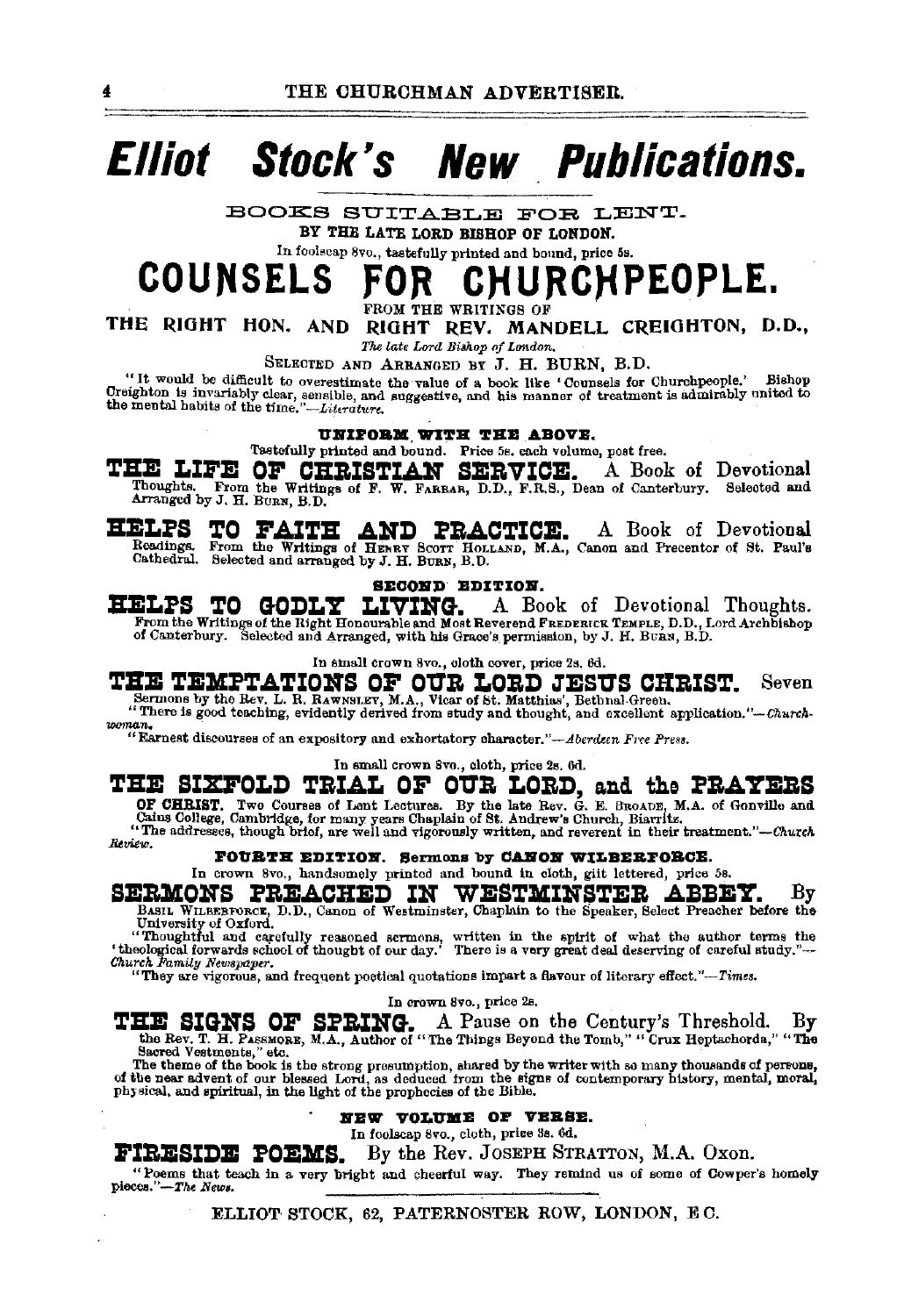# Elliot Stock's New Publications.

BOOKS SUITABLE FOR LENT.

BY THE LATE LORD BISHOP OF LONDON.

In foolscap 8vo., tastefully printed and bound, price 5s.

## COUNSELS FOR CHURCHPEOPLE.

FROM THE WRITINGS OF

THE RIGHT HON. AND RIGHT REV. MANDELL CREIGHTON, D.D.,

*The late Lord Bishop of London.*

SELECTED AND ARRANGED BY J. H. BURN, B.D.

"It would be difficult to overestimate the value of a book like 'Counsels for Churchpeople.' Bishop Creighton is invariably clear, sensible, and suggestive, and his manner of treatment is admirably united to the mental habits of the time."—*Literature.*

**UNIFORM WITH THE ABOVE.**

Tastefully printed and bound. Price 5s. each volume, post free.

**THE LIFE OF CHRISTIAN SERVICE.** A Book of Devotional Thoughts. From the Writings of F. W. FARRAR, D.D., F.R.S., Dean of Canterbury. Selected and Arranged by J. H. BURN, B.D.

**HELPS TO FAITH AND PRACTICE.** A Book of Devotional Readings. From the Writings of HENRY SCOTT HOLLAND, M.A., Canon and Precentor of St. Paul's Cathedral. Selected and arranged by J. H. BURN, B.D.

**SECOND EDITION.**

**HELPS TO GODLY LIVING.** A Book of Devotional Thoughts. From the Writings of the Right Honourable and Most Reverend FREDERICK TEMPLE, D.D., Lord Archbishop of Canterbury. Selected and Arranged, with his Grace's permission, by J. H. BURN, B.D.

In small crown 8vo., cloth cover, price 2s. 6d.

**THE TEMPTATIONS OF OUR LORD JESUS CHRIST.** Seven Sermons by the Rev. L. R. RAWNSLEY, M.A., Vicar of St. Matthias', Bethnal-Green.

"There is good teaching, evidently derived from study and thought, and excellent application."—*Churchwoman.*

"Earnest discourses of an expository and exhortatory character."—*Aberdeen Free Press.*

In small crown 8vo., cloth, price 2s. 6d.

**THE SIXFOLD TRIAL OF OUR LORD, and the PRAYERS OF CHRIST.** Two Courses of Lent Lectures. By the late Rev. G. E. BROADE, M.A. of Gonville and Caius College, Cambridge, for many years Chaplain of St. Andrew's Church, Biarritz.

"The addresses, though brief, are well and vigorously written, and reverent in their treatment."—*Church Review.*

**FOURTH EDITION. Sermons by CANON WILBERFORCE.**

In crown 8vo., handsomely printed and bound in cloth, gilt lettered, price 5s.

**SERMONS PREACHED IN WESTMINSTER ABBEY.** By BASIL WILBERFORCE, D.D., Canon of Westminster, Chaplain to the Speaker, Select Preacher before the University of Oxford.

"Thoughtful and carefully reasoned sermons, written in the spirit of what the author terms the 'theological forwards school of thought of our day.' There is a very great deal deserving of careful study."—*Church Family Newspaper.*

"They are vigorous, and frequent poetical quotations impart a flavour of literary effect."—*Times.*

In crown 8vo., price 2s.

**THE SIGNS OF SPRING.** A Pause on the Century's Threshold. By the Rev. T. H. PASSMORE, M.A., Author of "The Things Beyond the Tomb," "Crux Heptachorda," "The Sacred Vestments," etc.

The theme of the book is the strong presumption, shared by the writer with so many thousands of persons, of the near advent of our blessed Lord, as deduced from the signs of contemporary history, mental, moral, physical, and spiritual, in the light of the prophecies of the Bible.

**NEW VOLUME OF VERSE.**

In foolscap 8vo., cloth, price 3s. 6d.

**FIRESIDE POEMS.** By the Rev. JOSEPH STRATTON, M.A. Oxon.

"Poems that teach in a very bright and cheerful way. They remind us of some of Cowper's homely pieces."—*The News.*

ELLIOT STOCK, 62, PATERNOSTER ROW, LONDON, E.C.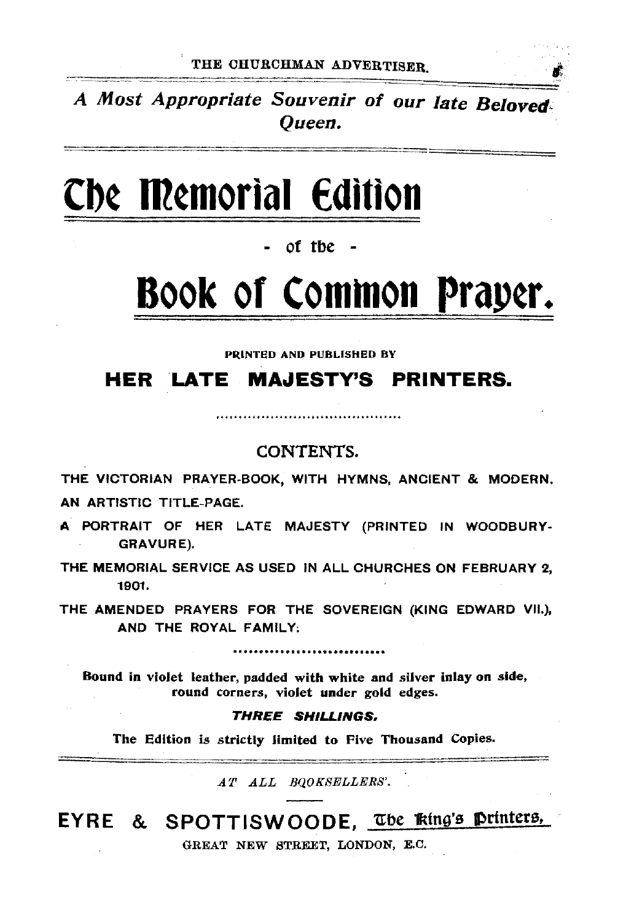*A Most Appropriate Souvenir of our late Beloved Queen.*

# The Memorial Edition

- of the -

# Book of Common Prayer.

PRINTED AND PUBLISHED BY

## HER LATE MAJESTY'S PRINTERS.

CONTENTS.

THE VICTORIAN PRAYER-BOOK, WITH HYMNS, ANCIENT & MODERN.

AN ARTISTIC TITLE-PAGE.

A PORTRAIT OF HER LATE MAJESTY (PRINTED IN WOODBURY-GRAVURE).

THE MEMORIAL SERVICE AS USED IN ALL CHURCHES ON FEBRUARY 2, 1901.

THE AMENDED PRAYERS FOR THE SOVEREIGN (KING EDWARD VII.), AND THE ROYAL FAMILY.

**Bound in violet leather, padded with white and silver inlay on side, round corners, violet under gold edges.**

***THREE SHILLINGS.***

**The Edition is strictly limited to Five Thousand Copies.**

*AT ALL BOOKSELLERS'.*

**EYRE & SPOTTISWOODE, The King's Printers,**

GREAT NEW STREET, LONDON, E.C.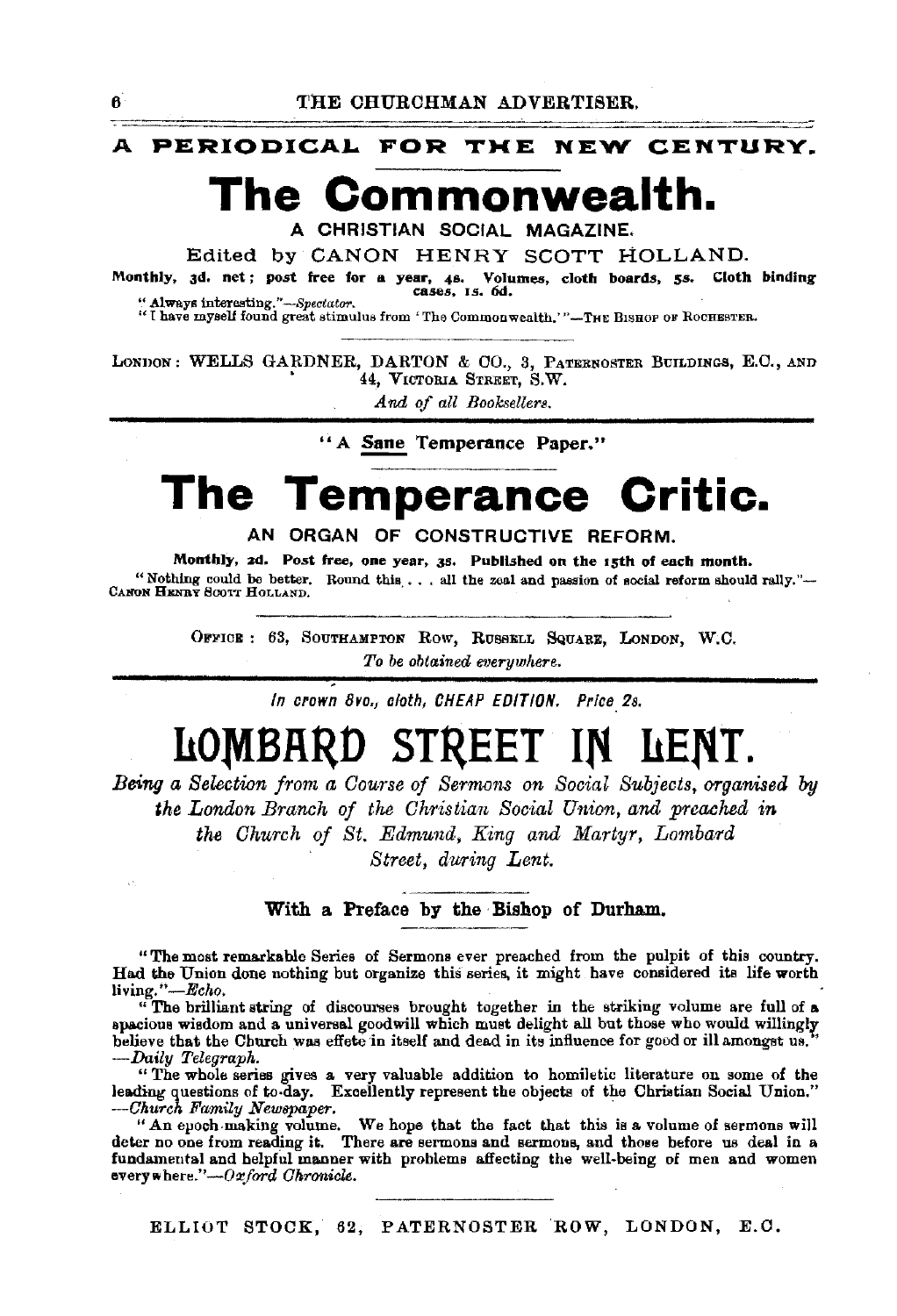**A PERIODICAL FOR THE NEW CENTURY.**

# The Commonwealth.

A CHRISTIAN SOCIAL MAGAZINE.

Edited by CANON HENRY SCOTT HOLLAND.

**Monthly, 3d. net; post free for a year, 4s. Volumes, cloth boards, 5s. Cloth binding cases, 1s. 6d.**

"Always interesting."—*Spectator.*

"I have myself found great stimulus from 'The Commonwealth.'"—THE BISHOP OF ROCHESTER.

LONDON: WELLS GARDNER, DARTON & CO., 3, PATERNOSTER BUILDINGS, E.C., AND 44, VICTORIA STREET, S.W.

*And of all Booksellers.*

---

"A Sane Temperance Paper."

# The Temperance Critic.

AN ORGAN OF CONSTRUCTIVE REFORM.

**Monthly, 2d. Post free, one year, 3s. Published on the 15th of each month.**

"Nothing could be better. Round this . . . all the zeal and passion of social reform should rally."—CANON HENRY SCOTT HOLLAND.

OFFICE: 63, SOUTHAMPTON ROW, RUSSELL SQUARE, LONDON, W.C.

*To be obtained everywhere.*

---

*In crown 8vo., cloth, CHEAP EDITION. Price 2s.*

# LOMBARD STREET IN LENT.

*Being a Selection from a Course of Sermons on Social Subjects, organised by the London Branch of the Christian Social Union, and preached in the Church of St. Edmund, King and Martyr, Lombard Street, during Lent.*

**With a Preface by the Bishop of Durham.**

"The most remarkable Series of Sermons ever preached from the pulpit of this country. Had the Union done nothing but organize this series, it might have considered its life worth living."—*Echo.*

"The brilliant string of discourses brought together in the striking volume are full of a spacious wisdom and a universal goodwill which must delight all but those who would willingly believe that the Church was effete in itself and dead in its influence for good or ill amongst us."—*Daily Telegraph.*

"The whole series gives a very valuable addition to homiletic literature on some of the leading questions of to-day. Excellently represent the objects of the Christian Social Union."—*Church Family Newspaper.*

"An epoch-making volume. We hope that the fact that this is a volume of sermons will deter no one from reading it. There are sermons and sermons, and those before us deal in a fundamental and helpful manner with problems affecting the well-being of men and women everywhere."—*Oxford Chronicle.*

ELLIOT STOCK, 62, PATERNOSTER ROW, LONDON, E.C.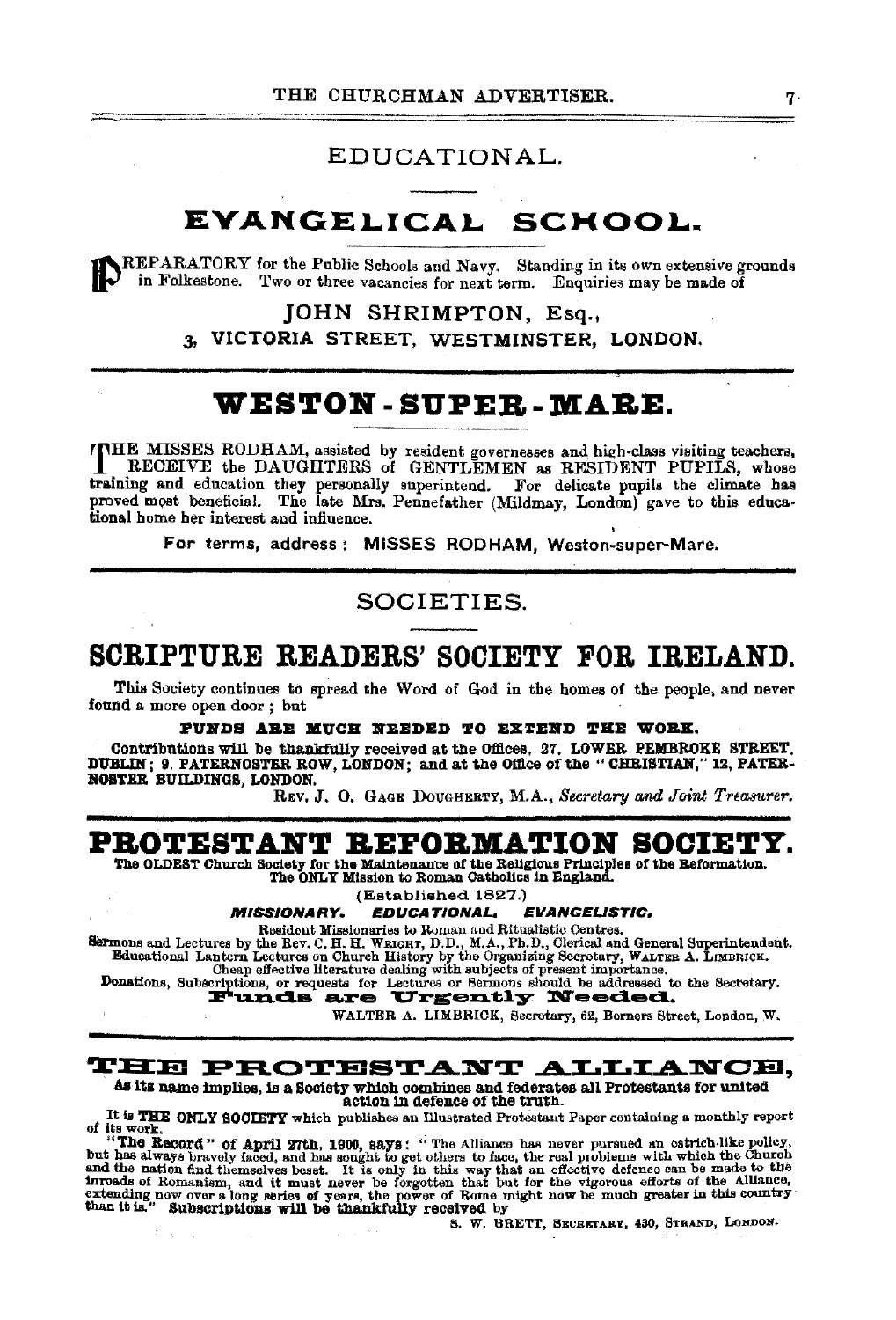## EDUCATIONAL.

## EVANGELICAL SCHOOL.

PREPARATORY for the Public Schools and Navy. Standing in its own extensive grounds in Folkestone. Two or three vacancies for next term. Enquiries may be made of

JOHN SHRIMPTON, Esq.,
3, VICTORIA STREET, WESTMINSTER, LONDON.

## WESTON-SUPER-MARE.

THE MISSES RODHAM, assisted by resident governesses and high-class visiting teachers, RECEIVE the DAUGHTERS of GENTLEMEN as RESIDENT PUPILS, whose training and education they personally superintend. For delicate pupils the climate has proved most beneficial. The late Mrs. Pennefather (Mildmay, London) gave to this educational home her interest and influence.

For terms, address: MISSES RODHAM, Weston-super-Mare.

## SOCIETIES.

## SCRIPTURE READERS' SOCIETY FOR IRELAND.

This Society continues to spread the Word of God in the homes of the people, and never found a more open door; but

**FUNDS ARE MUCH NEEDED TO EXTEND THE WORK.**

**Contributions will be thankfully received at the Offices, 27, LOWER PEMBROKE STREET, DUBLIN; 9, PATERNOSTER ROW, LONDON; and at the Office of the "CHRISTIAN," 12, PATERNOSTER BUILDINGS, LONDON.**

REV. J. O. GAGE DOUGHERTY, M.A., *Secretary and Joint Treasurer.*

## PROTESTANT REFORMATION SOCIETY.

**The OLDEST Church Society for the Maintenance of the Religious Principles of the Reformation. The ONLY Mission to Roman Catholics in England.**

(Established 1827.)

***MISSIONARY. EDUCATIONAL. EVANGELISTIC.***

Resident Missionaries to Roman and Ritualistic Centres.
Sermons and Lectures by the Rev. C. H. H. WRIGHT, D.D., M.A., Ph.D., Clerical and General Superintendent.
Educational Lantern Lectures on Church History by the Organizing Secretary, WALTER A. LIMBRICK.
Cheap effective literature dealing with subjects of present importance.
Donations, Subscriptions, or requests for Lectures or Sermons should be addressed to the Secretary.

**Funds are Urgently Needed.**

WALTER A. LIMBRICK, Secretary, 62, Berners Street, London, W.

## THE PROTESTANT ALLIANCE,

**As its name implies, is a Society which combines and federates all Protestants for united action in defence of the truth.**

It is **THE ONLY SOCIETY** which publishes an Illustrated Protestant Paper containing a monthly report of its work.

**"The Record" of April 27th, 1900, says:** "The Alliance has never pursued an ostrich-like policy, but has always bravely faced, and has sought to get others to face, the real problems with which the Church and the nation find themselves beset. It is only in this way that an effective defence can be made to the inroads of Romanism, and it must never be forgotten that but for the vigorous efforts of the Alliance, extending now over a long series of years, the power of Rome might now be much greater in this country than it is." **Subscriptions will be thankfully received by**

S. W. BRETT, SECRETARY, 430, STRAND, LONDON.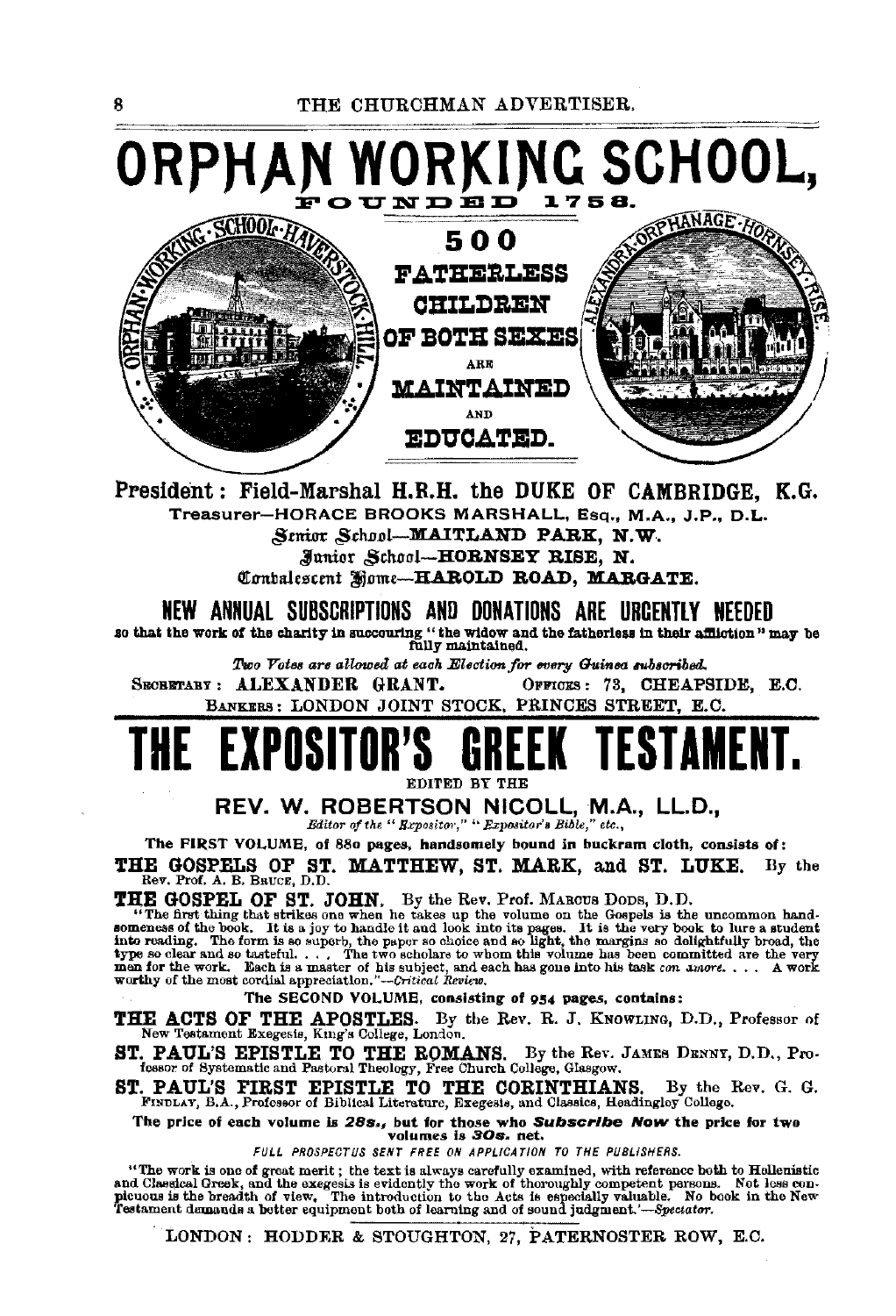# ORPHAN WORKING SCHOOL,

FOUNDED 1758.

ORPHAN WORKING SCHOOL HAVERSTOCK HILL

500 FATHERLESS CHILDREN OF BOTH SEXES ARE MAINTAINED AND EDUCATED.

ALEXANDRA ORPHANAGE HORNSEY RISE

**President: Field-Marshal H.R.H. the DUKE OF CAMBRIDGE, K.G.**

Treasurer—HORACE BROOKS MARSHALL, Esq., M.A., J.P., D.L.

Senior School—**MAITLAND PARK, N.W.**

Junior School—**HORNSEY RISE, N.**

Convalescent Home—**HAROLD ROAD, MARGATE.**

## NEW ANNUAL SUBSCRIPTIONS AND DONATIONS ARE URGENTLY NEEDED

so that the work of the charity in succouring "the widow and the fatherless in their affliction" may be fully maintained.

*Two Votes are allowed at each Election for every Guinea subscribed.*

SECRETARY: **ALEXANDER GRANT.** OFFICES: 73, CHEAPSIDE, E.C.

BANKERS: LONDON JOINT STOCK, PRINCES STREET, E.C.

# THE EXPOSITOR'S GREEK TESTAMENT.

EDITED BY THE

**REV. W. ROBERTSON NICOLL, M.A., LL.D.,**

*Editor of the "Expositor," "Expositor's Bible," etc.,*

**The FIRST VOLUME, of 880 pages, handsomely bound in buckram cloth, consists of:**

**THE GOSPELS OF ST. MATTHEW, ST. MARK, and ST. LUKE.** By the Rev. Prof. A. B. BRUCE, D.D.

**THE GOSPEL OF ST. JOHN.** By the Rev. Prof. MARCUS DODS, D.D.

"The first thing that strikes one when he takes up the volume on the Gospels is the uncommon handsomeness of the book. It is a joy to handle it and look into its pages. It is the very book to lure a student into reading. The form is so superb, the paper so choice and so light, the margins so delightfully broad, the type so clear and so tasteful. . . . The two scholars to whom this volume has been committed are the very men for the work. Each is a master of his subject, and each has gone into his task *con amore*. . . . A work worthy of the most cordial appreciation."—*Critical Review.*

**The SECOND VOLUME, consisting of 954 pages, contains:**

**THE ACTS OF THE APOSTLES.** By the Rev. R. J. KNOWLING, D.D., Professor of New Testament Exegesis, King's College, London.

**ST. PAUL'S EPISTLE TO THE ROMANS.** By the Rev. JAMES DENNY, D.D., Professor of Systematic and Pastoral Theology, Free Church College, Glasgow.

**ST. PAUL'S FIRST EPISTLE TO THE CORINTHIANS.** By the Rev. G. G. FINDLAY, B.A., Professor of Biblical Literature, Exegesis, and Classics, Headingley College.

**The price of each volume is *28s.*, but for those who *Subscribe Now* the price for two volumes is *30s.* net.**

*FULL PROSPECTUS SENT FREE ON APPLICATION TO THE PUBLISHERS.*

"The work is one of great merit; the text is always carefully examined, with reference both to Hellenistic and Classical Greek, and the exegesis is evidently the work of thoroughly competent persons. Not less conspicuous is the breadth of view. The introduction to the Acts is especially valuable. No book in the New Testament demands a better equipment both of learning and of sound judgment."—*Spectator.*

LONDON: HODDER & STOUGHTON, 27, PATERNOSTER ROW, E.C.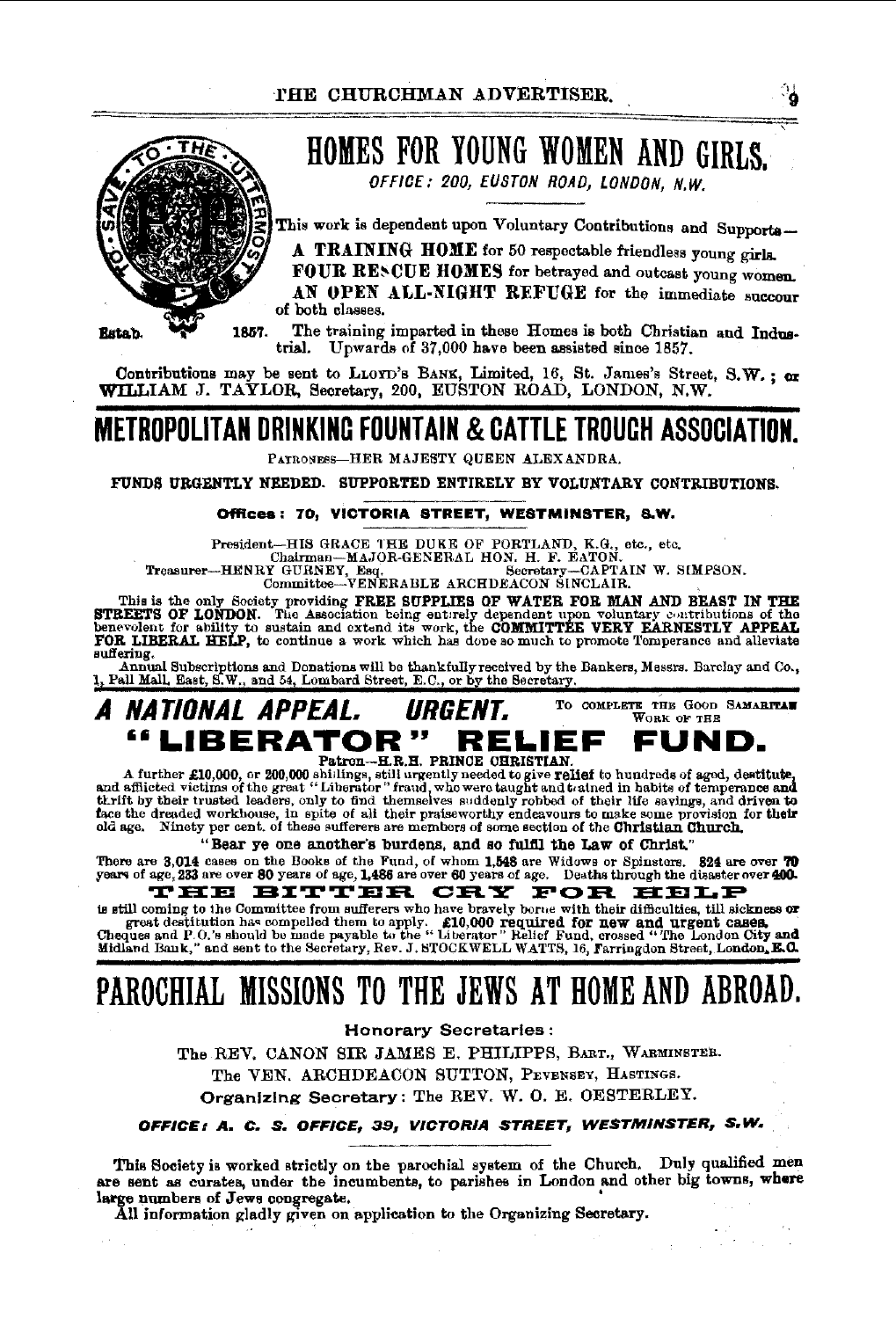# HOMES FOR YOUNG WOMEN AND GIRLS.

*OFFICE: 200, EUSTON ROAD, LONDON, N.W.*

TO SAVE TO THE UTTERMOST

This work is dependent upon Voluntary Contributions and Supports—

**A TRAINING HOME** for 50 respectable friendless young girls.

**FOUR RESCUE HOMES** for betrayed and outcast young women.

**AN OPEN ALL-NIGHT REFUGE** for the immediate succour of both classes.

Estab. 1857. The training imparted in these Homes is both Christian and Industrial. Upwards of 37,000 have been assisted since 1857.

Contributions may be sent to LLOYD'S BANK, Limited, 16, St. James's Street, S.W.; or WILLIAM J. TAYLOR, Secretary, 200, EUSTON ROAD, LONDON, N.W.

# METROPOLITAN DRINKING FOUNTAIN & CATTLE TROUGH ASSOCIATION.

PATRONESS—HER MAJESTY QUEEN ALEXANDRA.

FUNDS URGENTLY NEEDED. SUPPORTED ENTIRELY BY VOLUNTARY CONTRIBUTIONS.

**Offices: 70, VICTORIA STREET, WESTMINSTER, S.W.**

President—HIS GRACE THE DUKE OF PORTLAND, K.G., etc., etc.
Chairman—MAJOR-GENERAL HON. H. F. EATON.
Treasurer—HENRY GURNEY, Esq. Secretary—CAPTAIN W. SIMPSON.
Committee—VENERABLE ARCHDEACON SINCLAIR.

This is the only Society providing **FREE SUPPLIES OF WATER FOR MAN AND BEAST IN THE STREETS OF LONDON.** The Association being entirely dependent upon voluntary contributions of the benevolent for ability to sustain and extend its work, the **COMMITTEE VERY EARNESTLY APPEAL FOR LIBERAL HELP,** to continue a work which has done so much to promote Temperance and alleviate suffering.

Annual Subscriptions and Donations will be thankfully received by the Bankers, Messrs. Barclay and Co., 1, Pall Mall, East, S.W., and 54, Lombard Street, E.C., or by the Secretary.

## *A NATIONAL APPEAL. URGENT.* TO COMPLETE THE GOOD SAMARITAN WORK OF THE

# "LIBERATOR" RELIEF FUND.

Patron—H.R.H. PRINCE CHRISTIAN.

A further £10,000, or 200,000 shillings, still urgently needed to give **relief** to hundreds of aged, destitute, and afflicted victims of the great "Liberator" fraud, who were taught and trained in habits of temperance and thrift by their trusted leaders, only to find themselves suddenly robbed of their life savings, and driven to face the dreaded workhouse, in spite of all their praiseworthy endeavours to make some provision for their old age. Ninety per cent. of these sufferers are members of some section of the **Christian Church.**

**"Bear ye one another's burdens, and so fulfil the Law of Christ."**

There are **3,014** cases on the Books of the Fund, of whom **1,548** are Widows or Spinsters. **824** are over **70** years of age, **233** are over **80** years of age, **1,486** are over **60** years of age. Deaths through the disaster over **400.**

**THE BITTER CRY FOR HELP**

is still coming to the Committee from sufferers who have bravely borne with their difficulties, till sickness or great destitution has compelled them to apply. **£10,000 required for new and urgent cases.**
Cheques and P.O.'s should be made payable to the "Liberator" Relief Fund, crossed "The London City and Midland Bank," and sent to the Secretary, Rev. J. STOCKWELL WATTS, 16, Farringdon Street, London, E.C.

# PAROCHIAL MISSIONS TO THE JEWS AT HOME AND ABROAD.

**Honorary Secretaries:**

The REV. CANON SIR JAMES E. PHILIPPS, BART., WARMINSTER.

The VEN. ARCHDEACON SUTTON, PEVENSEY, HASTINGS.

**Organizing Secretary:** The REV. W. O. E. OESTERLEY.

***OFFICE: A. C. S. OFFICE, 39, VICTORIA STREET, WESTMINSTER, S.W.***

This Society is worked strictly on the parochial system of the Church. Duly qualified men are sent as curates, under the incumbents, to parishes in London and other big towns, where large numbers of Jews congregate.

All information gladly given on application to the Organizing Secretary.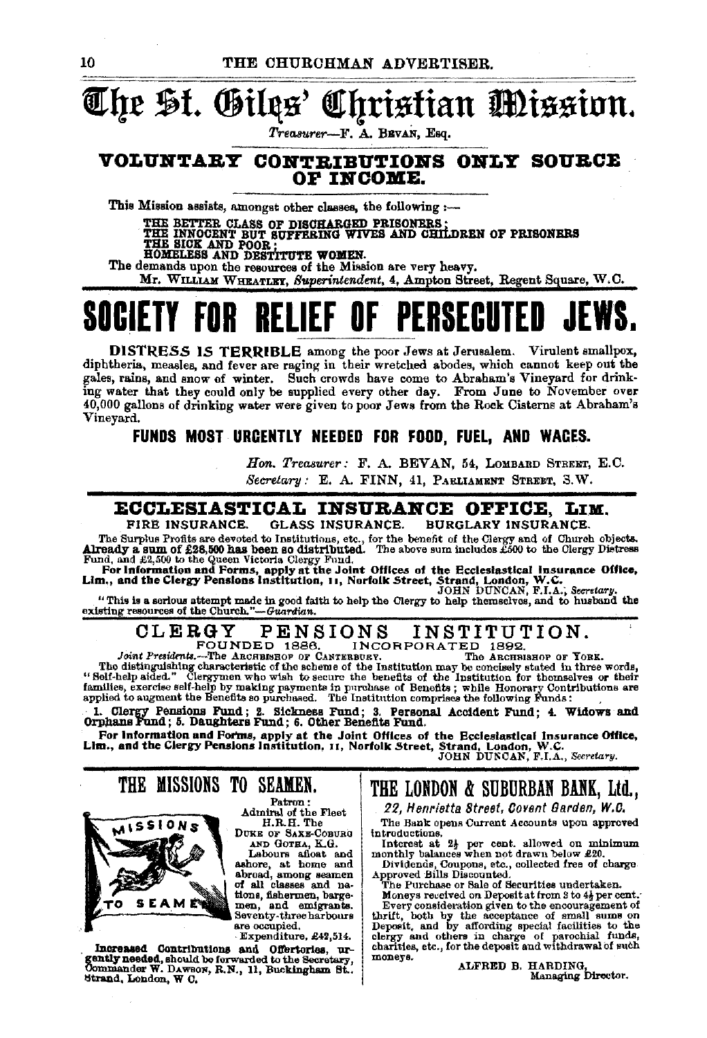# The St. Giles' Christian Mission.

*Treasurer*—F. A. BEVAN, Esq.

**VOLUNTARY CONTRIBUTIONS ONLY SOURCE OF INCOME.**

This Mission assists, amongst other classes, the following :—

THE BETTER CLASS OF DISCHARGED PRISONERS ;
THE INNOCENT BUT SUFFERING WIVES AND CHILDREN OF PRISONERS
THE SICK AND POOR ;
HOMELESS AND DESTITUTE WOMEN.

The demands upon the resources of the Mission are very heavy.

Mr. WILLIAM WHEATLEY, *Superintendent*, 4, Ampton Street, Regent Square, W.C.

# SOCIETY FOR RELIEF OF PERSECUTED JEWS.

DISTRESS IS TERRIBLE among the poor Jews at Jerusalem. Virulent smallpox, diphtheria, measles, and fever are raging in their wretched abodes, which cannot keep out the gales, rains, and snow of winter. Such crowds have come to Abraham's Vineyard for drinking water that they could only be supplied every other day. From June to November over 40,000 gallons of drinking water were given to poor Jews from the Rock Cisterns at Abraham's Vineyard.

**FUNDS MOST URGENTLY NEEDED FOR FOOD, FUEL, AND WAGES.**

*Hon. Treasurer:* F. A. BEVAN, 54, LOMBARD STREET, E.C.
*Secretary:* E. A. FINN, 41, PARLIAMENT STREET, S.W.

## ECCLESIASTICAL INSURANCE OFFICE, LIM.

FIRE INSURANCE. GLASS INSURANCE. BURGLARY INSURANCE.

The Surplus Profits are devoted to Institutions, etc., for the benefit of the Clergy and of Church objects. **Already a sum of £26,500 has been so distributed.** The above sum includes £500 to the Clergy Distress Fund, and £2,500 to the Queen Victoria Clergy Fund.

**For Information and Forms, apply at the Joint Offices of the Ecclesiastical Insurance Office, Lim., and the Clergy Pensions Institution, 11, Norfolk Street, Strand, London, W.C.**

JOHN DUNCAN, F.I.A., *Secretary*.

"This is a serious attempt made in good faith to help the Clergy to help themselves, and to husband the existing resources of the Church."—*Guardian*.

## CLERGY PENSIONS INSTITUTION.

FOUNDED 1886. INCORPORATED 1892.

*Joint Presidents.*—The ARCHBISHOP OF CANTERBURY. The ARCHBISHOP OF YORK.

The distinguishing characteristic of the scheme of the Institution may be concisely stated in three words, "Self-help aided." Clergymen who wish to secure the benefits of the Institution for themselves or their families, exercise self-help by making payments in purchase of Benefits ; while Honorary Contributions are applied to augment the Benefits so purchased. The Institution comprises the following Funds :

**1. Clergy Pensions Fund; 2. Sickness Fund; 3. Personal Accident Fund; 4. Widows and Orphans Fund; 5. Daughters Fund; 6. Other Benefits Fund.**

**For Information and Forms, apply at the Joint Offices of the Ecclesiastical Insurance Office, Lim., and the Clergy Pensions Institution, 11, Norfolk Street, Strand, London, W.C.**

JOHN DUNCAN, F.I.A., *Secretary*.

## THE MISSIONS TO SEAMEN.

Patron :
Admiral of the Fleet
H.R.H. The
DUKE OF SAXE-COBURG AND GOTHA, K.G.

Labours afloat and ashore, at home and abroad, among seamen of all classes and nations, fishermen, bargemen, and emigrants. Seventy-three harbours are occupied.

Expenditure, £42,514.

**Increased Contributions and Offertories, urgently needed,** should be forwarded to the Secretary, Commander W. DAWSON, R.N., 11, Buckingham St., Strand, London, W.C.

## THE LONDON & SUBURBAN BANK, Ltd.,

*22, Henrietta Street, Covent Garden, W.C.*

The Bank opens Current Accounts upon approved introductions.

Interest at 2½ per cent. allowed on minimum monthly balances when not drawn below £20.

Dividends, Coupons, etc., collected free of charge.

Approved Bills Discounted.

The Purchase or Sale of Securities undertaken.

Moneys received on Deposit at from 3 to 4½ per cent.

Every consideration given to the encouragement of thrift, both by the acceptance of small sums on Deposit, and by affording special facilities to the clergy and others in charge of parochial funds, charities, etc., for the deposit and withdrawal of such moneys.

ALFRED B. HARDING,
Managing Director.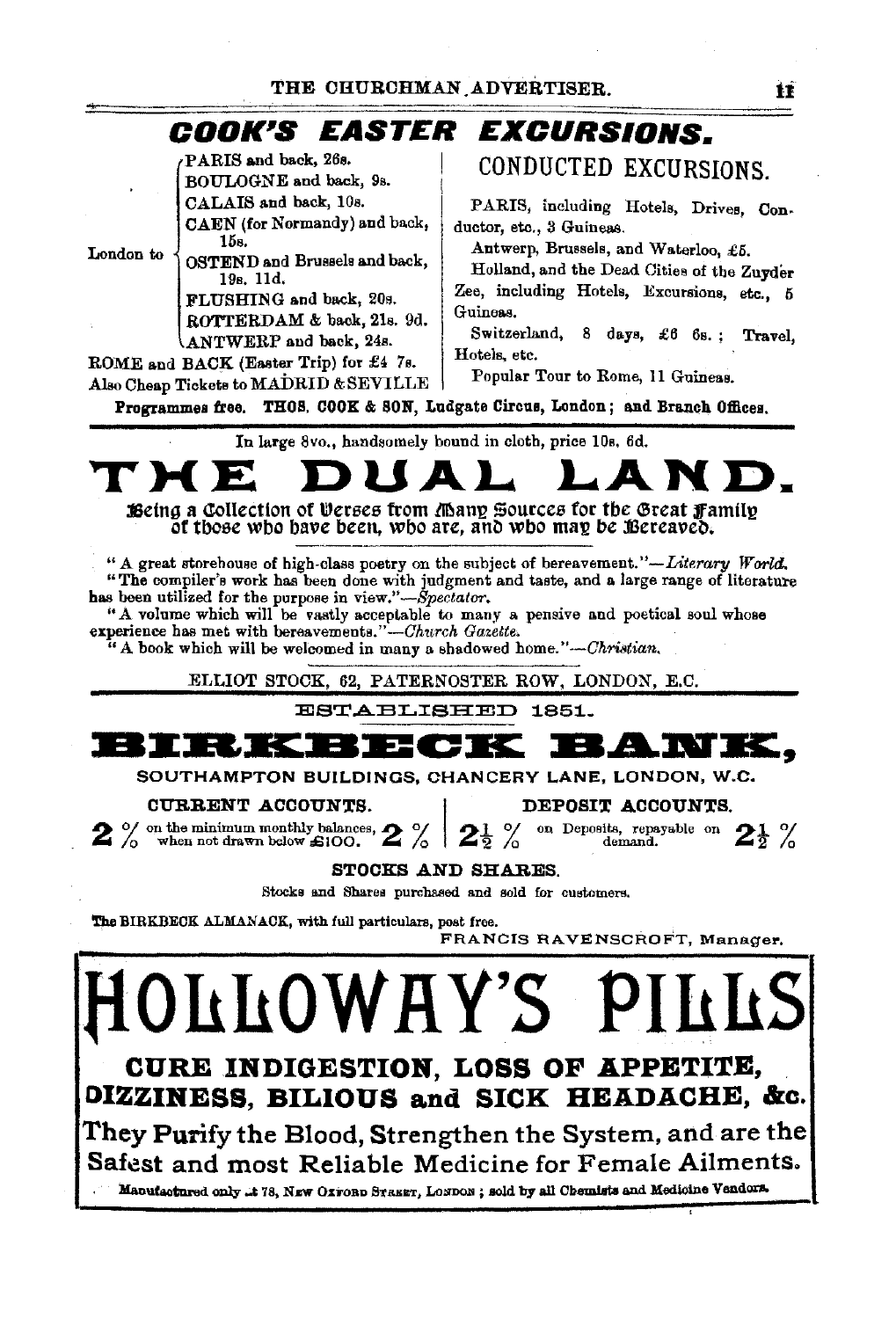# COOK'S EASTER EXCURSIONS.

London to
- PARIS and back, 26s.
- BOULOGNE and back, 9s.
- CALAIS and back, 10s.
- CAEN (for Normandy) and back, 15s.
- OSTEND and Brussels and back, 19s. 11d.
- FLUSHING and back, 20s.
- ROTTERDAM & back, 21s. 9d.
- ANTWERP and back, 24s.

ROME and BACK (Easter Trip) for £4 7s.

Also Cheap Tickets to MADRID & SEVILLE

## CONDUCTED EXCURSIONS.

PARIS, including Hotels, Drives, Conductor, etc., 3 Guineas.

Antwerp, Brussels, and Waterloo, £5.

Holland, and the Dead Cities of the Zuyder Zee, including Hotels, Excursions, etc., 5 Guineas.

Switzerland, 8 days, £6 6s.; Travel, Hotels, etc.

Popular Tour to Rome, 11 Guineas.

**Programmes free. THOS. COOK & SON, Ludgate Circus, London; and Branch Offices.**

---

In large 8vo., handsomely bound in cloth, price 10s. 6d.

# THE DUAL LAND.

**Being a Collection of Verses from Many Sources for the Great Family of those who have been, who are, and who may be Bereaved.**

"A great storehouse of high-class poetry on the subject of bereavement."—*Literary World.*

"The compiler's work has been done with judgment and taste, and a large range of literature has been utilized for the purpose in view."—*Spectator.*

"A volume which will be vastly acceptable to many a pensive and poetical soul whose experience has met with bereavements."—*Church Gazette.*

"A book which will be welcomed in many a shadowed home."—*Christian.*

ELLIOT STOCK, 62, PATERNOSTER ROW, LONDON, E.C.

---

ESTABLISHED 1851.

# BIRKBECK BANK,

SOUTHAMPTON BUILDINGS, CHANCERY LANE, LONDON, W.C.

**CURRENT ACCOUNTS.**

**2 %** on the minimum monthly balances, when not drawn below £100. **2 %**

**DEPOSIT ACCOUNTS.**

**2½ %** on Deposits, repayable on demand. **2½ %**

**STOCKS AND SHARES.**

Stocks and Shares purchased and sold for customers.

The BIRKBECK ALMANACK, with full particulars, post free.

FRANCIS RAVENSCROFT, Manager.

---

# HOLLOWAY'S PILLS

**CURE INDIGESTION, LOSS OF APPETITE, DIZZINESS, BILIOUS and SICK HEADACHE, &c.**

**They Purify the Blood, Strengthen the System, and are the Safest and most Reliable Medicine for Female Ailments.**

Manufactured only at 78, NEW OXFORD STREET, LONDON; sold by all Chemists and Medicine Vendors.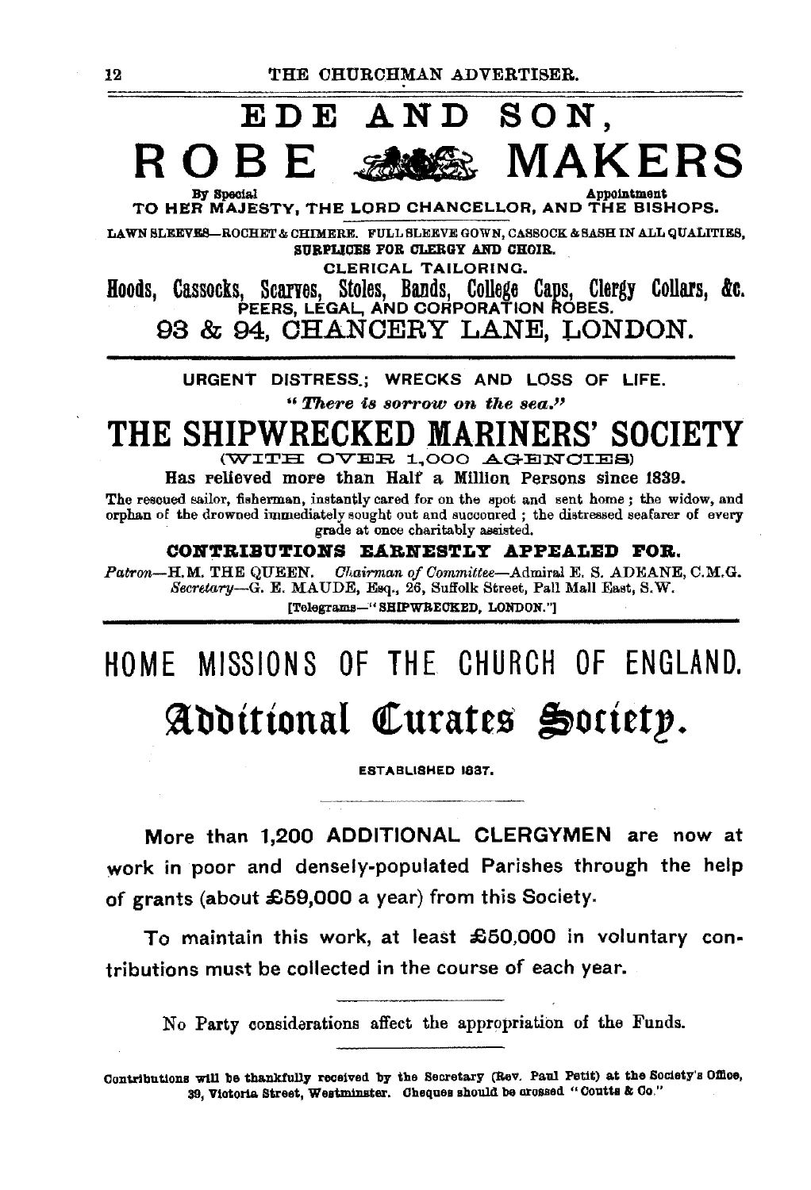# EDE AND SON,

# ROBE MAKERS

By Special Appointment

TO HER MAJESTY, THE LORD CHANCELLOR, AND THE BISHOPS.

LAWN SLEEVES—ROCHET & CHIMERE. FULL SLEEVE GOWN, CASSOCK & SASH IN ALL QUALITIES, SURPLICES FOR CLERGY AND CHOIR.

CLERICAL TAILORING.

**Hoods, Cassocks, Scarves, Stoles, Bands, College Caps, Clergy Collars, &c.**

PEERS, LEGAL, AND CORPORATION ROBES.

## 93 & 94, CHANCERY LANE, LONDON.

---

URGENT DISTRESS; WRECKS AND LOSS OF LIFE.

*"There is sorrow on the sea."*

# THE SHIPWRECKED MARINERS' SOCIETY

(WITH OVER 1,000 AGENCIES)

**Has relieved more than Half a Million Persons since 1839.**

The rescued sailor, fisherman, instantly cared for on the spot and sent home; the widow, and orphan of the drowned immediately sought out and succoured; the distressed seafarer of every grade at once charitably assisted.

**CONTRIBUTIONS EARNESTLY APPEALED FOR.**

*Patron*—H.M. THE QUEEN. *Chairman of Committee*—Admiral E. S. ADEANE, C.M.G. *Secretary*—G. E. MAUDE, Esq., 26, Suffolk Street, Pall Mall East, S.W.

[Telegrams—"SHIPWRECKED, LONDON."]

---

# HOME MISSIONS OF THE CHURCH OF ENGLAND.

# Additional Curates Society.

ESTABLISHED 1837.

More than 1,200 ADDITIONAL CLERGYMEN are now at work in poor and densely-populated Parishes through the help of grants (about £59,000 a year) from this Society.

To maintain this work, at least £50,000 in voluntary contributions must be collected in the course of each year.

No Party considerations affect the appropriation of the Funds.

Contributions will be thankfully received by the Secretary (Rev. Paul Petit) at the Society's Office, 39, Victoria Street, Westminster. Cheques should be crossed "Coutts & Co."